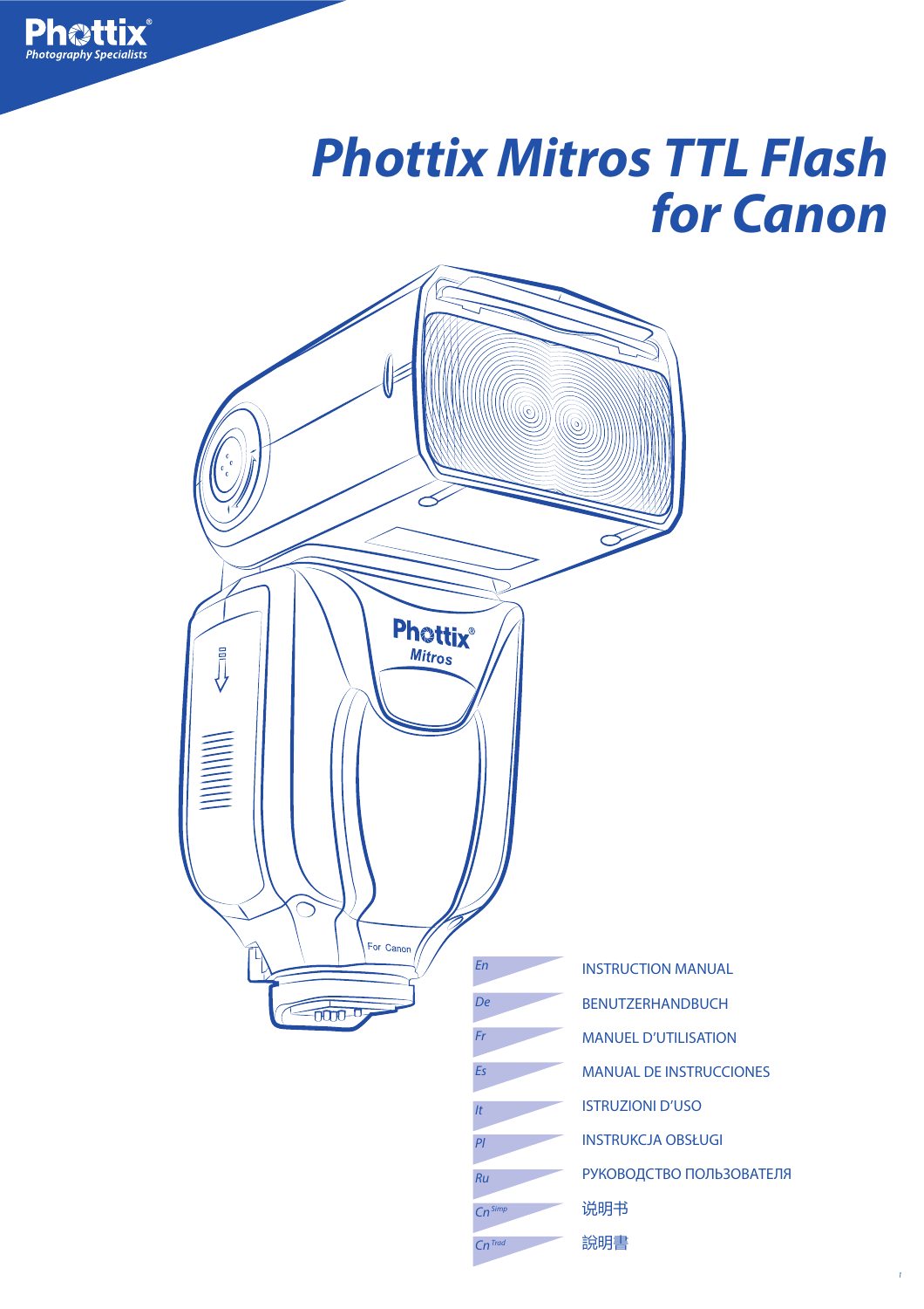Phottix®
Photography Specialists

# Phottix Mitros TTL Flash for Canon

| | |
|---|---|
| En | INSTRUCTION MANUAL |
| De | BENUTZERHANDBUCH |
| Fr | MANUEL D'UTILISATION |
| Es | MANUAL DE INSTRUCCIONES |
| It | ISTRUZIONI D'USO |
| Pl | INSTRUKCJA OBSŁUGI |
| Ru | РУКОВОДСТВО ПОЛЬЗОВАТЕЛЯ |
| Cn Simp | 说明书 |
| Cn Trad | 說明書 |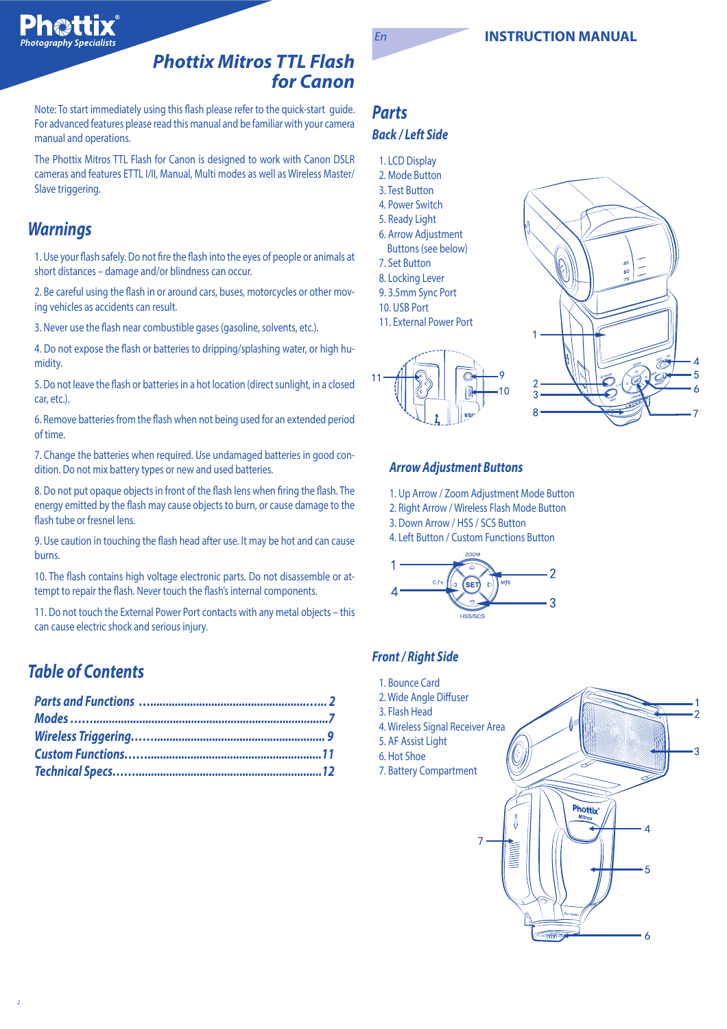Phottix® Photography Specialists

# Phottix Mitros TTL Flash for Canon

Note: To start immediately using this flash please refer to the quick-start guide. For advanced features please read this manual and be familiar with your camera manual and operations.

The Phottix Mitros TTL Flash for Canon is designed to work with Canon DSLR cameras and features ETTL I/II, Manual, Multi modes as well as Wireless Master/ Slave triggering.

## Warnings

1. Use your flash safely. Do not fire the flash into the eyes of people or animals at short distances – damage and/or blindness can occur.

2. Be careful using the flash in or around cars, buses, motorcycles or other moving vehicles as accidents can result.

3. Never use the flash near combustible gases (gasoline, solvents, etc.).

4. Do not expose the flash or batteries to dripping/splashing water, or high humidity.

5. Do not leave the flash or batteries in a hot location (direct sunlight, in a closed car, etc.).

6. Remove batteries from the flash when not being used for an extended period of time.

7. Change the batteries when required. Use undamaged batteries in good condition. Do not mix battery types or new and used batteries.

8. Do not put opaque objects in front of the flash lens when firing the flash. The energy emitted by the flash may cause objects to burn, or cause damage to the flash tube or fresnel lens.

9. Use caution in touching the flash head after use. It may be hot and can cause burns.

10. The flash contains high voltage electronic parts. Do not disassemble or attempt to repair the flash. Never touch the flash's internal components.

11. Do not touch the External Power Port contacts with any metal objects – this can cause electric shock and serious injury.

## Table of Contents

- *Parts and Functions* ........ 2
- *Modes* ........ 7
- *Wireless Triggering* ........ 9
- *Custom Functions* ........ 11
- *Technical Specs* ........ 12

En — INSTRUCTION MANUAL

## Parts

### Back / Left Side

1. LCD Display
2. Mode Button
3. Test Button
4. Power Switch
5. Ready Light
6. Arrow Adjustment Buttons (see below)
7. Set Button
8. Locking Lever
9. 3.5mm Sync Port
10. USB Port
11. External Power Port

### Arrow Adjustment Buttons

1. Up Arrow / Zoom Adjustment Mode Button
2. Right Arrow / Wireless Flash Mode Button
3. Down Arrow / HSS / SCS Button
4. Left Button / Custom Functions Button

### Front / Right Side

1. Bounce Card
2. Wide Angle Diffuser
3. Flash Head
4. Wireless Signal Receiver Area
5. AF Assist Light
6. Hot Shoe
7. Battery Compartment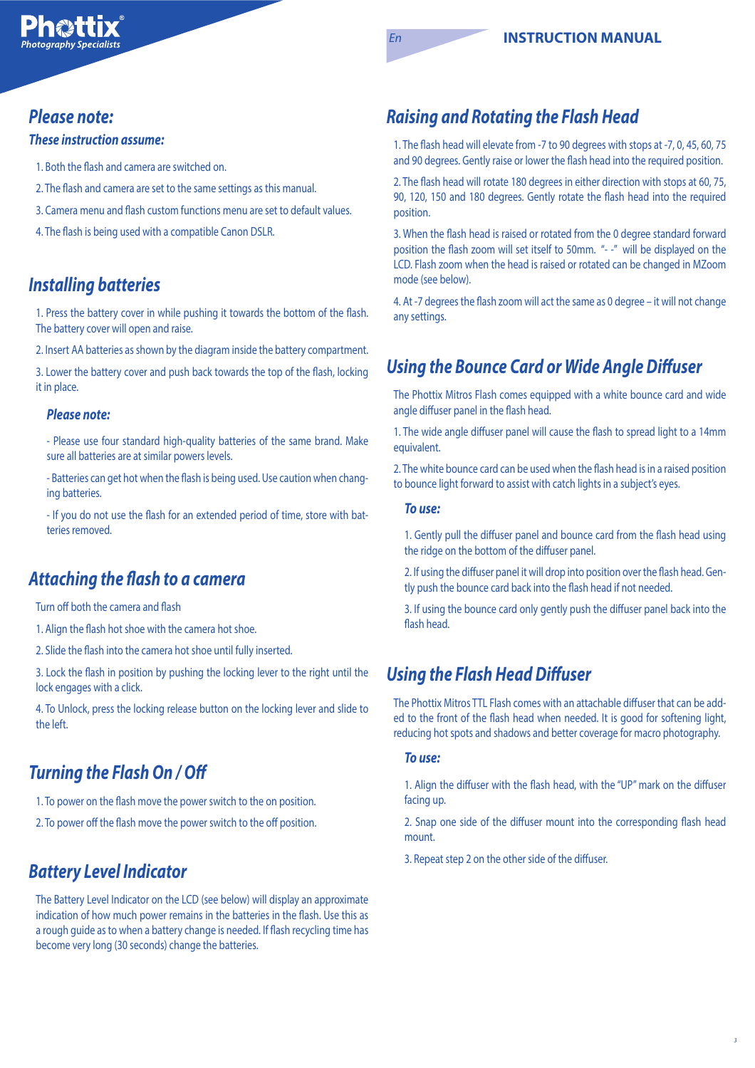## Please note:

### These instruction assume:

1. Both the flash and camera are switched on.
2. The flash and camera are set to the same settings as this manual.
3. Camera menu and flash custom functions menu are set to default values.
4. The flash is being used with a compatible Canon DSLR.

## Installing batteries

1. Press the battery cover in while pushing it towards the bottom of the flash. The battery cover will open and raise.
2. Insert AA batteries as shown by the diagram inside the battery compartment.
3. Lower the battery cover and push back towards the top of the flash, locking it in place.

### Please note:

- Please use four standard high-quality batteries of the same brand. Make sure all batteries are at similar powers levels.
- Batteries can get hot when the flash is being used. Use caution when changing batteries.
- If you do not use the flash for an extended period of time, store with batteries removed.

## Attaching the flash to a camera

Turn off both the camera and flash

1. Align the flash hot shoe with the camera hot shoe.
2. Slide the flash into the camera hot shoe until fully inserted.
3. Lock the flash in position by pushing the locking lever to the right until the lock engages with a click.
4. To Unlock, press the locking release button on the locking lever and slide to the left.

## Turning the Flash On / Off

1. To power on the flash move the power switch to the on position.
2. To power off the flash move the power switch to the off position.

## Battery Level Indicator

The Battery Level Indicator on the LCD (see below) will display an approximate indication of how much power remains in the batteries in the flash. Use this as a rough guide as to when a battery change is needed. If flash recycling time has become very long (30 seconds) change the batteries.

## Raising and Rotating the Flash Head

1. The flash head will elevate from -7 to 90 degrees with stops at -7, 0, 45, 60, 75 and 90 degrees. Gently raise or lower the flash head into the required position.
2. The flash head will rotate 180 degrees in either direction with stops at 60, 75, 90, 120, 150 and 180 degrees. Gently rotate the flash head into the required position.
3. When the flash head is raised or rotated from the 0 degree standard forward position the flash zoom will set itself to 50mm. "- -" will be displayed on the LCD. Flash zoom when the head is raised or rotated can be changed in MZoom mode (see below).
4. At -7 degrees the flash zoom will act the same as 0 degree – it will not change any settings.

## Using the Bounce Card or Wide Angle Diffuser

The Phottix Mitros Flash comes equipped with a white bounce card and wide angle diffuser panel in the flash head.

1. The wide angle diffuser panel will cause the flash to spread light to a 14mm equivalent.
2. The white bounce card can be used when the flash head is in a raised position to bounce light forward to assist with catch lights in a subject's eyes.

### To use:

1. Gently pull the diffuser panel and bounce card from the flash head using the ridge on the bottom of the diffuser panel.
2. If using the diffuser panel it will drop into position over the flash head. Gently push the bounce card back into the flash head if not needed.
3. If using the bounce card only gently push the diffuser panel back into the flash head.

## Using the Flash Head Diffuser

The Phottix Mitros TTL Flash comes with an attachable diffuser that can be added to the front of the flash head when needed. It is good for softening light, reducing hot spots and shadows and better coverage for macro photography.

### To use:

1. Align the diffuser with the flash head, with the "UP" mark on the diffuser facing up.
2. Snap one side of the diffuser mount into the corresponding flash head mount.
3. Repeat step 2 on the other side of the diffuser.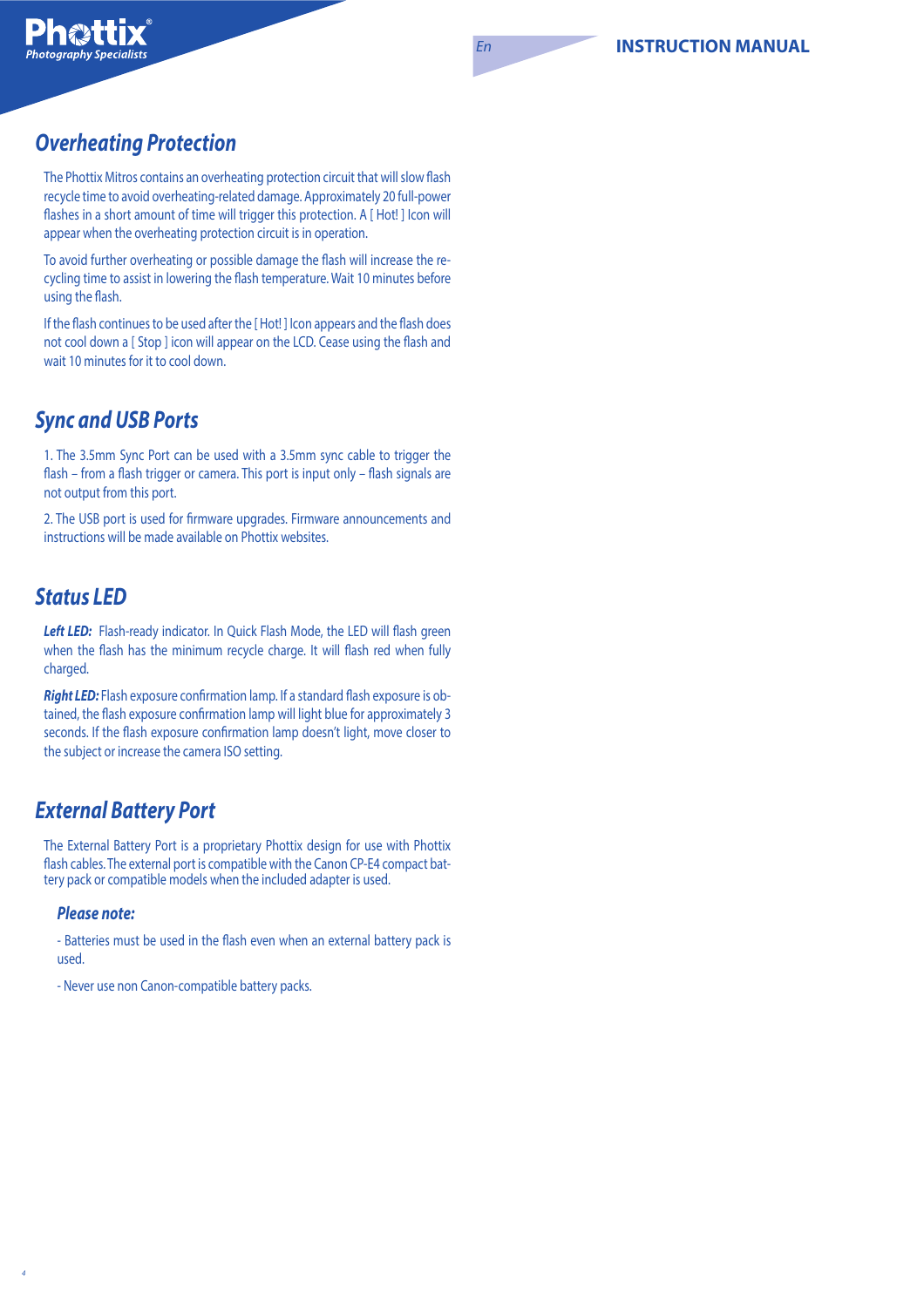## Overheating Protection

The Phottix Mitros contains an overheating protection circuit that will slow flash recycle time to avoid overheating-related damage. Approximately 20 full-power flashes in a short amount of time will trigger this protection. A [ Hot! ] Icon will appear when the overheating protection circuit is in operation.

To avoid further overheating or possible damage the flash will increase the re-cycling time to assist in lowering the flash temperature. Wait 10 minutes before using the flash.

If the flash continues to be used after the [ Hot! ] Icon appears and the flash does not cool down a [ Stop ] icon will appear on the LCD. Cease using the flash and wait 10 minutes for it to cool down.

## Sync and USB Ports

1. The 3.5mm Sync Port can be used with a 3.5mm sync cable to trigger the flash – from a flash trigger or camera. This port is input only – flash signals are not output from this port.

2. The USB port is used for firmware upgrades. Firmware announcements and instructions will be made available on Phottix websites.

## Status LED

***Left LED:*** Flash-ready indicator. In Quick Flash Mode, the LED will flash green when the flash has the minimum recycle charge. It will flash red when fully charged.

***Right LED:*** Flash exposure confirmation lamp. If a standard flash exposure is obtained, the flash exposure confirmation lamp will light blue for approximately 3 seconds. If the flash exposure confirmation lamp doesn't light, move closer to the subject or increase the camera ISO setting.

## External Battery Port

The External Battery Port is a proprietary Phottix design for use with Phottix flash cables. The external port is compatible with the Canon CP-E4 compact battery pack or compatible models when the included adapter is used.

### *Please note:*

- Batteries must be used in the flash even when an external battery pack is used.

- Never use non Canon-compatible battery packs.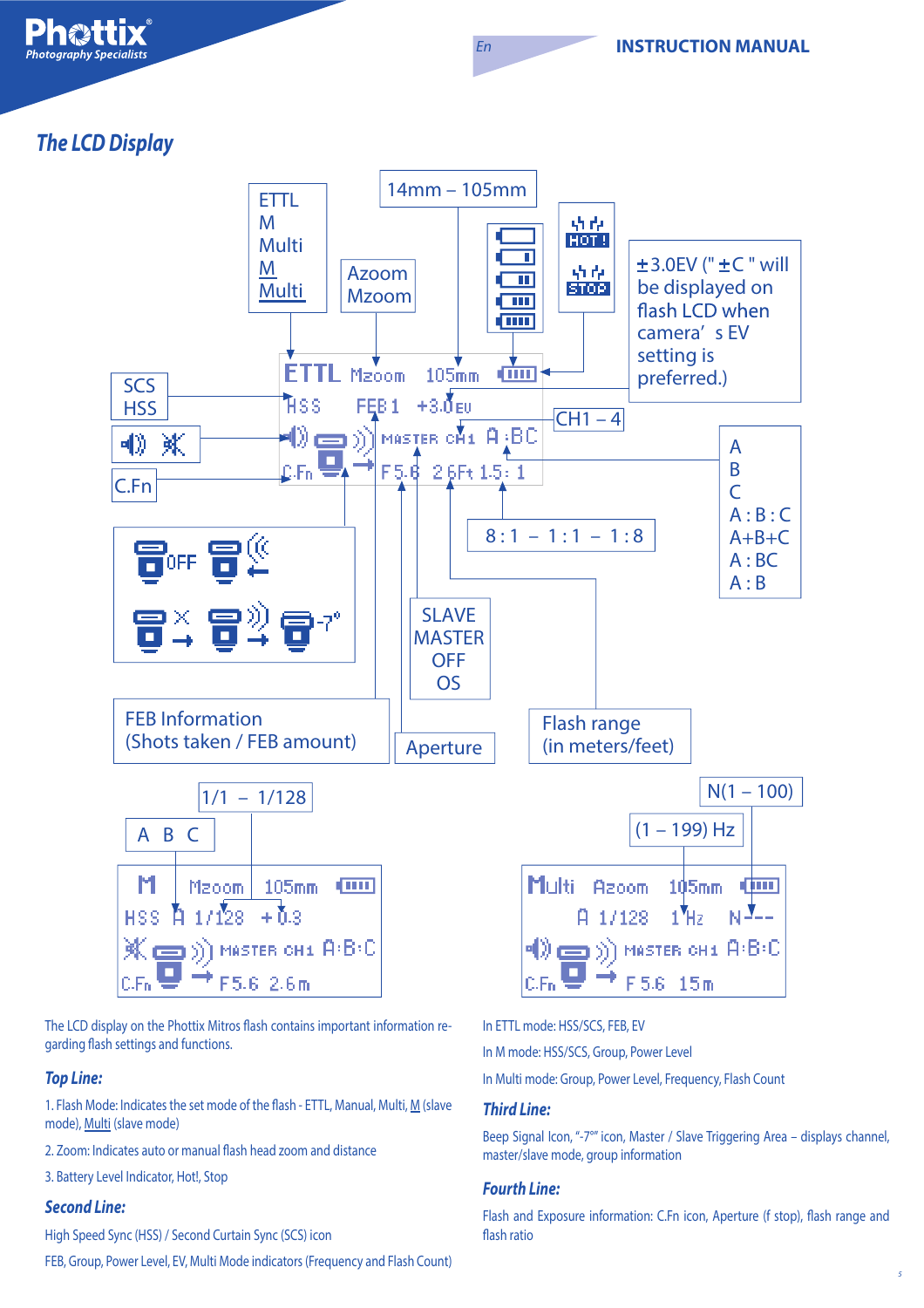## The LCD Display

ETTL
M
Multi
M
Multi

14mm – 105mm

Azoom
Mzoom

±3.0EV (" ±C " will be displayed on flash LCD when camera' s EV setting is preferred.)

SCS
HSS

CH1 – 4

C.Fn

A
B
C
A : B : C
A+B+C
A : BC
A : B

8 : 1 – 1 : 1 – 1 : 8

SLAVE
MASTER
OFF
OS

FEB Information
(Shots taken / FEB amount)

Aperture

Flash range
(in meters/feet)

1/1 – 1/128

A B C

N(1 – 100)

(1 – 199) Hz

The LCD display on the Phottix Mitros flash contains important information regarding flash settings and functions.

### Top Line:

1. Flash Mode: Indicates the set mode of the flash - ETTL, Manual, Multi, M (slave mode), Multi (slave mode)

2. Zoom: Indicates auto or manual flash head zoom and distance

3. Battery Level Indicator, Hot!, Stop

### Second Line:

High Speed Sync (HSS) / Second Curtain Sync (SCS) icon

FEB, Group, Power Level, EV, Multi Mode indicators (Frequency and Flash Count)

In ETTL mode: HSS/SCS, FEB, EV

In M mode: HSS/SCS, Group, Power Level

In Multi mode: Group, Power Level, Frequency, Flash Count

### Third Line:

Beep Signal Icon, "-7°" icon, Master / Slave Triggering Area – displays channel, master/slave mode, group information

### Fourth Line:

Flash and Exposure information: C.Fn icon, Aperture (f stop), flash range and flash ratio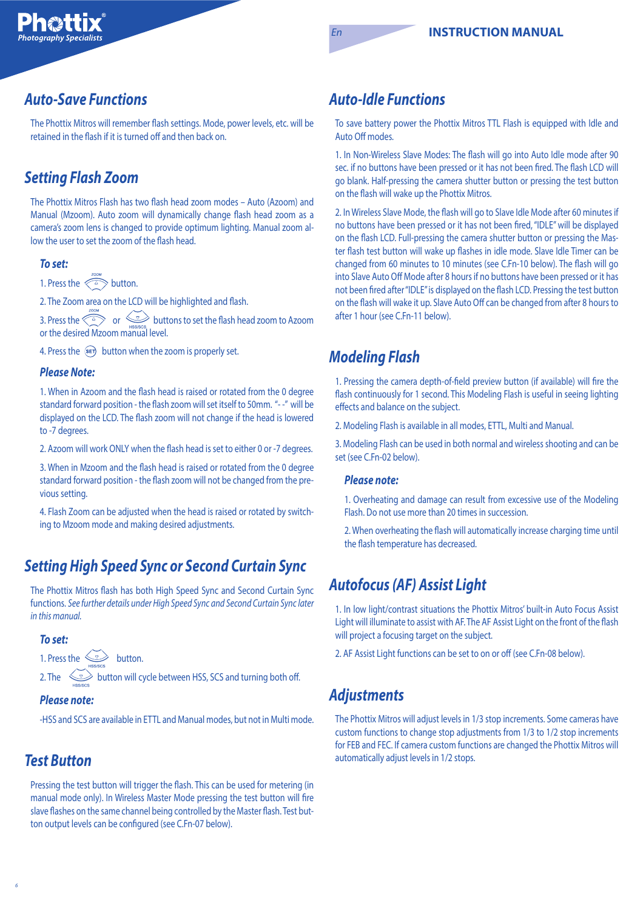## Auto-Save Functions

The Phottix Mitros will remember flash settings. Mode, power levels, etc. will be retained in the flash if it is turned off and then back on.

## Setting Flash Zoom

The Phottix Mitros Flash has two flash head zoom modes – Auto (Azoom) and Manual (Mzoom). Auto zoom will dynamically change flash head zoom as a camera's zoom lens is changed to provide optimum lighting. Manual zoom allow the user to set the zoom of the flash head.

### To set:

1. Press the ZOOM button.

2. The Zoom area on the LCD will be highlighted and flash.

3. Press the ZOOM or HSS/SCS buttons to set the flash head zoom to Azoom or the desired Mzoom manual level.

4. Press the SET button when the zoom is properly set.

### Please Note:

1. When in Azoom and the flash head is raised or rotated from the 0 degree standard forward position - the flash zoom will set itself to 50mm. "- -" will be displayed on the LCD. The flash zoom will not change if the head is lowered to -7 degrees.

2. Azoom will work ONLY when the flash head is set to either 0 or -7 degrees.

3. When in Mzoom and the flash head is raised or rotated from the 0 degree standard forward position - the flash zoom will not be changed from the previous setting.

4. Flash Zoom can be adjusted when the head is raised or rotated by switching to Mzoom mode and making desired adjustments.

## Setting High Speed Sync or Second Curtain Sync

The Phottix Mitros flash has both High Speed Sync and Second Curtain Sync functions. *See further details under High Speed Sync and Second Curtain Sync later in this manual.*

### To set:

1. Press the HSS/SCS button.

2. The HSS/SCS button will cycle between HSS, SCS and turning both off.

### Please note:

-HSS and SCS are available in ETTL and Manual modes, but not in Multi mode.

## Test Button

Pressing the test button will trigger the flash. This can be used for metering (in manual mode only). In Wireless Master Mode pressing the test button will fire slave flashes on the same channel being controlled by the Master flash. Test button output levels can be configured (see C.Fn-07 below).

## Auto-Idle Functions

To save battery power the Phottix Mitros TTL Flash is equipped with Idle and Auto Off modes.

1. In Non-Wireless Slave Modes: The flash will go into Auto Idle mode after 90 sec. if no buttons have been pressed or it has not been fired. The flash LCD will go blank. Half-pressing the camera shutter button or pressing the test button on the flash will wake up the Phottix Mitros.

2. In Wireless Slave Mode, the flash will go to Slave Idle Mode after 60 minutes if no buttons have been pressed or it has not been fired, "IDLE" will be displayed on the flash LCD. Full-pressing the camera shutter button or pressing the Master flash test button will wake up flashes in idle mode. Slave Idle Timer can be changed from 60 minutes to 10 minutes (see C.Fn-10 below). The flash will go into Slave Auto Off Mode after 8 hours if no buttons have been pressed or it has not been fired after "IDLE" is displayed on the flash LCD. Pressing the test button on the flash will wake it up. Slave Auto Off can be changed from after 8 hours to after 1 hour (see C.Fn-11 below).

## Modeling Flash

1. Pressing the camera depth-of-field preview button (if available) will fire the flash continuously for 1 second. This Modeling Flash is useful in seeing lighting effects and balance on the subject.

2. Modeling Flash is available in all modes, ETTL, Multi and Manual.

3. Modeling Flash can be used in both normal and wireless shooting and can be set (see C.Fn-02 below).

### Please note:

1. Overheating and damage can result from excessive use of the Modeling Flash. Do not use more than 20 times in succession.

2. When overheating the flash will automatically increase charging time until the flash temperature has decreased.

## Autofocus (AF) Assist Light

1. In low light/contrast situations the Phottix Mitros' built-in Auto Focus Assist Light will illuminate to assist with AF. The AF Assist Light on the front of the flash will project a focusing target on the subject.

2. AF Assist Light functions can be set to on or off (see C.Fn-08 below).

## Adjustments

The Phottix Mitros will adjust levels in 1/3 stop increments. Some cameras have custom functions to change stop adjustments from 1/3 to 1/2 stop increments for FEB and FEC. If camera custom functions are changed the Phottix Mitros will automatically adjust levels in 1/2 stops.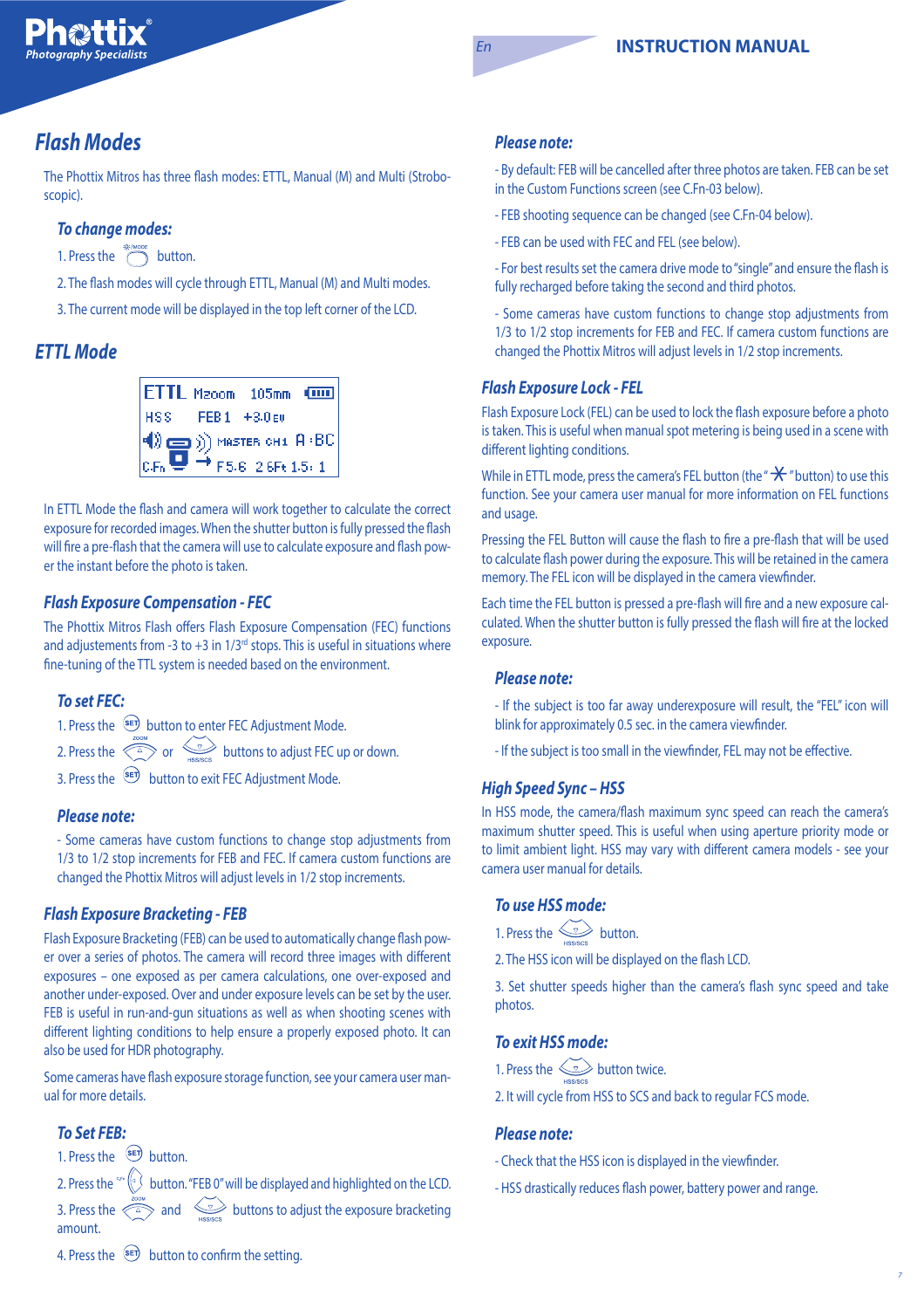# Flash Modes

The Phottix Mitros has three flash modes: ETTL, Manual (M) and Multi (Stroboscopic).

### To change modes:

1. Press the button.
2. The flash modes will cycle through ETTL, Manual (M) and Multi modes.
3. The current mode will be displayed in the top left corner of the LCD.

# ETTL Mode

In ETTL Mode the flash and camera will work together to calculate the correct exposure for recorded images. When the shutter button is fully pressed the flash will fire a pre-flash that the camera will use to calculate exposure and flash power the instant before the photo is taken.

## Flash Exposure Compensation - FEC

The Phottix Mitros Flash offers Flash Exposure Compensation (FEC) functions and adjustments from -3 to +3 in 1/3rd stops. This is useful in situations where fine-tuning of the TTL system is needed based on the environment.

### To set FEC:

1. Press the button to enter FEC Adjustment Mode.
2. Press the or buttons to adjust FEC up or down.
3. Press the button to exit FEC Adjustment Mode.

### Please note:

- Some cameras have custom functions to change stop adjustments from 1/3 to 1/2 stop increments for FEB and FEC. If camera custom functions are changed the Phottix Mitros will adjust levels in 1/2 stop increments.

## Flash Exposure Bracketing - FEB

Flash Exposure Bracketing (FEB) can be used to automatically change flash power over a series of photos. The camera will record three images with different exposures – one exposed as per camera calculations, one over-exposed and another under-exposed. Over and under exposure levels can be set by the user. FEB is useful in run-and-gun situations as well as when shooting scenes with different lighting conditions to help ensure a properly exposed photo. It can also be used for HDR photography.

Some cameras have flash exposure storage function, see your camera user manual for more details.

### To Set FEB:

1. Press the button.
2. Press the button. "FEB 0" will be displayed and highlighted on the LCD.
3. Press the and buttons to adjust the exposure bracketing amount.
4. Press the button to confirm the setting.

### Please note:

- By default: FEB will be cancelled after three photos are taken. FEB can be set in the Custom Functions screen (see C.Fn-03 below).
- FEB shooting sequence can be changed (see C.Fn-04 below).
- FEB can be used with FEC and FEL (see below).
- For best results set the camera drive mode to "single" and ensure the flash is fully recharged before taking the second and third photos.
- Some cameras have custom functions to change stop adjustments from 1/3 to 1/2 stop increments for FEB and FEC. If camera custom functions are changed the Phottix Mitros will adjust levels in 1/2 stop increments.

## Flash Exposure Lock - FEL

Flash Exposure Lock (FEL) can be used to lock the flash exposure before a photo is taken. This is useful when manual spot metering is being used in a scene with different lighting conditions.

While in ETTL mode, press the camera's FEL button (the "✳" button) to use this function. See your camera user manual for more information on FEL functions and usage.

Pressing the FEL Button will cause the flash to fire a pre-flash that will be used to calculate flash power during the exposure. This will be retained in the camera memory. The FEL icon will be displayed in the camera viewfinder.

Each time the FEL button is pressed a pre-flash will fire and a new exposure calculated. When the shutter button is fully pressed the flash will fire at the locked exposure.

### Please note:

- If the subject is too far away underexposure will result, the "FEL" icon will blink for approximately 0.5 sec. in the camera viewfinder.
- If the subject is too small in the viewfinder, FEL may not be effective.

## High Speed Sync – HSS

In HSS mode, the camera/flash maximum sync speed can reach the camera's maximum shutter speed. This is useful when using aperture priority mode or to limit ambient light. HSS may vary with different camera models - see your camera user manual for details.

### To use HSS mode:

1. Press the button.
2. The HSS icon will be displayed on the flash LCD.
3. Set shutter speeds higher than the camera's flash sync speed and take photos.

### To exit HSS mode:

1. Press the button twice.
2. It will cycle from HSS to SCS and back to regular FCS mode.

### Please note:

- Check that the HSS icon is displayed in the viewfinder.
- HSS drastically reduces flash power, battery power and range.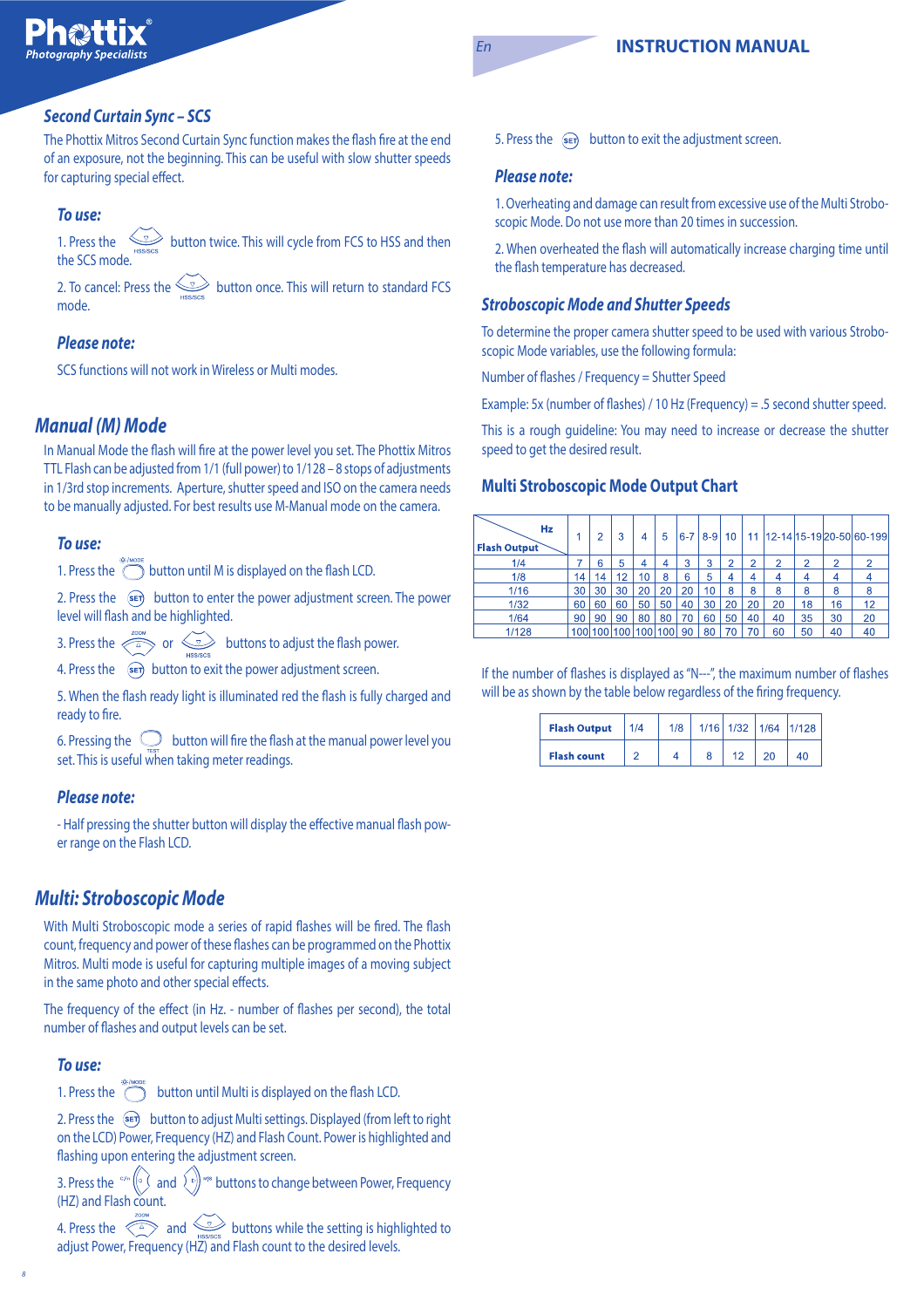## Second Curtain Sync – SCS

The Phottix Mitros Second Curtain Sync function makes the flash fire at the end of an exposure, not the beginning. This can be useful with slow shutter speeds for capturing special effect.

### To use:

1. Press the HSS/SCS button twice. This will cycle from FCS to HSS and then the SCS mode.

2. To cancel: Press the HSS/SCS button once. This will return to standard FCS mode.

### Please note:

SCS functions will not work in Wireless or Multi modes.

## Manual (M) Mode

In Manual Mode the flash will fire at the power level you set. The Phottix Mitros TTL Flash can be adjusted from 1/1 (full power) to 1/128 – 8 stops of adjustments in 1/3rd stop increments. Aperture, shutter speed and ISO on the camera needs to be manually adjusted. For best results use M-Manual mode on the camera.

### To use:

1. Press the MODE button until M is displayed on the flash LCD.

2. Press the SET button to enter the power adjustment screen. The power level will flash and be highlighted.

3. Press the ZOOM or HSS/SCS buttons to adjust the flash power.

4. Press the SET button to exit the power adjustment screen.

5. When the flash ready light is illuminated red the flash is fully charged and ready to fire.

6. Pressing the TEST button will fire the flash at the manual power level you set. This is useful when taking meter readings.

### Please note:

- Half pressing the shutter button will display the effective manual flash power range on the Flash LCD.

## Multi: Stroboscopic Mode

With Multi Stroboscopic mode a series of rapid flashes will be fired. The flash count, frequency and power of these flashes can be programmed on the Phottix Mitros. Multi mode is useful for capturing multiple images of a moving subject in the same photo and other special effects.

The frequency of the effect (in Hz. - number of flashes per second), the total number of flashes and output levels can be set.

### To use:

1. Press the MODE button until Multi is displayed on the flash LCD.

2. Press the SET button to adjust Multi settings. Displayed (from left to right on the LCD) Power, Frequency (HZ) and Flash Count. Power is highlighted and flashing upon entering the adjustment screen.

3. Press the C.Fn and M/S buttons to change between Power, Frequency (HZ) and Flash count.

4. Press the ZOOM and HSS/SCS buttons while the setting is highlighted to adjust Power, Frequency (HZ) and Flash count to the desired levels.

5. Press the SET button to exit the adjustment screen.

### Please note:

1. Overheating and damage can result from excessive use of the Multi Stroboscopic Mode. Do not use more than 20 times in succession.

2. When overheated the flash will automatically increase charging time until the flash temperature has decreased.

## Stroboscopic Mode and Shutter Speeds

To determine the proper camera shutter speed to be used with various Stroboscopic Mode variables, use the following formula:

Number of flashes / Frequency = Shutter Speed

Example: 5x (number of flashes) / 10 Hz (Frequency) = .5 second shutter speed.

This is a rough guideline: You may need to increase or decrease the shutter speed to get the desired result.

### Multi Stroboscopic Mode Output Chart

| Flash Output \ Hz | 1 | 2 | 3 | 4 | 5 | 6-7 | 8-9 | 10 | 11 | 12-14 | 15-19 | 20-50 | 60-199 |
|---|---|---|---|---|---|---|---|---|---|---|---|---|---|
| 1/4 | 7 | 6 | 5 | 4 | 4 | 3 | 3 | 2 | 2 | 2 | 2 | 2 | 2 |
| 1/8 | 14 | 14 | 12 | 10 | 8 | 6 | 5 | 4 | 4 | 4 | 4 | 4 | 4 |
| 1/16 | 30 | 30 | 30 | 20 | 20 | 20 | 10 | 8 | 8 | 8 | 8 | 8 | 8 |
| 1/32 | 60 | 60 | 60 | 50 | 50 | 40 | 30 | 20 | 20 | 20 | 18 | 16 | 12 |
| 1/64 | 90 | 90 | 90 | 80 | 80 | 70 | 60 | 50 | 40 | 40 | 35 | 30 | 20 |
| 1/128 | 100 | 100 | 100 | 100 | 100 | 90 | 80 | 70 | 70 | 60 | 50 | 40 | 40 |

If the number of flashes is displayed as "N---", the maximum number of flashes will be as shown by the table below regardless of the firing frequency.

| Flash Output | 1/4 | 1/8 | 1/16 | 1/32 | 1/64 | 1/128 |
|---|---|---|---|---|---|---|
| Flash count | 2 | 4 | 8 | 12 | 20 | 40 |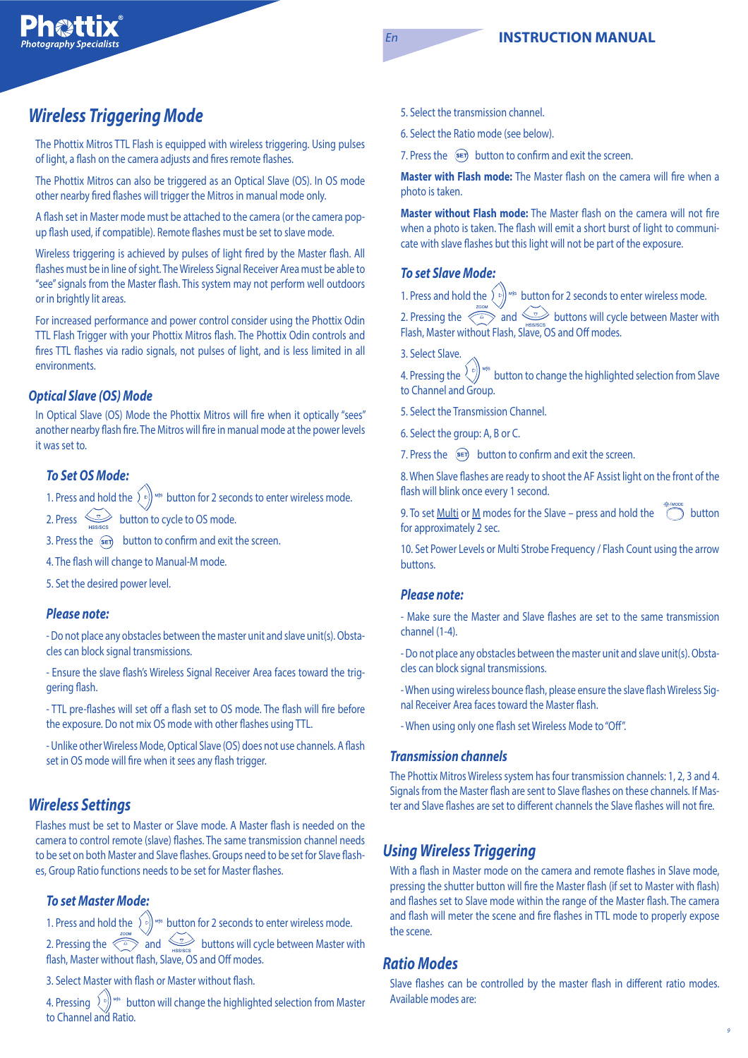## Wireless Triggering Mode

The Phottix Mitros TTL Flash is equipped with wireless triggering. Using pulses of light, a flash on the camera adjusts and fires remote flashes.

The Phottix Mitros can also be triggered as an Optical Slave (OS). In OS mode other nearby fired flashes will trigger the Mitros in manual mode only.

A flash set in Master mode must be attached to the camera (or the camera pop-up flash used, if compatible). Remote flashes must be set to slave mode.

Wireless triggering is achieved by pulses of light fired by the Master flash. All flashes must be in line of sight. The Wireless Signal Receiver Area must be able to "see" signals from the Master flash. This system may not perform well outdoors or in brightly lit areas.

For increased performance and power control consider using the Phottix Odin TTL Flash Trigger with your Phottix Mitros flash. The Phottix Odin controls and fires TTL flashes via radio signals, not pulses of light, and is less limited in all environments.

### Optical Slave (OS) Mode

In Optical Slave (OS) Mode the Phottix Mitros will fire when it optically "sees" another nearby flash fire. The Mitros will fire in manual mode at the power levels it was set to.

#### To Set OS Mode:

1. Press and hold the button for 2 seconds to enter wireless mode.
2. Press button to cycle to OS mode.
3. Press the SET button to confirm and exit the screen.
4. The flash will change to Manual-M mode.
5. Set the desired power level.

#### Please note:

- Do not place any obstacles between the master unit and slave unit(s). Obstacles can block signal transmissions.

- Ensure the slave flash's Wireless Signal Receiver Area faces toward the triggering flash.

- TTL pre-flashes will set off a flash set to OS mode. The flash will fire before the exposure. Do not mix OS mode with other flashes using TTL.

- Unlike other Wireless Mode, Optical Slave (OS) does not use channels. A flash set in OS mode will fire when it sees any flash trigger.

## Wireless Settings

Flashes must be set to Master or Slave mode. A Master flash is needed on the camera to control remote (slave) flashes. The same transmission channel needs to be set on both Master and Slave flashes. Groups need to be set for Slave flashes, Group Ratio functions needs to be set for Master flashes.

#### To set Master Mode:

1. Press and hold the button for 2 seconds to enter wireless mode.
2. Pressing the ZOOM and HSS/SCS buttons will cycle between Master with flash, Master without flash, Slave, OS and Off modes.
3. Select Master with flash or Master without flash.
4. Pressing button will change the highlighted selection from Master to Channel and Ratio.
5. Select the transmission channel.
6. Select the Ratio mode (see below).
7. Press the SET button to confirm and exit the screen.

**Master with Flash mode:** The Master flash on the camera will fire when a photo is taken.

**Master without Flash mode:** The Master flash on the camera will not fire when a photo is taken. The flash will emit a short burst of light to communicate with slave flashes but this light will not be part of the exposure.

#### To set Slave Mode:

1. Press and hold the button for 2 seconds to enter wireless mode.
2. Pressing the ZOOM and HSS/SCS buttons will cycle between Master with Flash, Master without Flash, Slave, OS and Off modes.
3. Select Slave.
4. Pressing the button to change the highlighted selection from Slave to Channel and Group.
5. Select the Transmission Channel.
6. Select the group: A, B or C.
7. Press the SET button to confirm and exit the screen.
8. When Slave flashes are ready to shoot the AF Assist light on the front of the flash will blink once every 1 second.
9. To set Multi or M modes for the Slave – press and hold the MODE button for approximately 2 sec.
10. Set Power Levels or Multi Strobe Frequency / Flash Count using the arrow buttons.

#### Please note:

- Make sure the Master and Slave flashes are set to the same transmission channel (1-4).

- Do not place any obstacles between the master unit and slave unit(s). Obstacles can block signal transmissions.

- When using wireless bounce flash, please ensure the slave flash Wireless Signal Receiver Area faces toward the Master flash.

- When using only one flash set Wireless Mode to "Off".

### Transmission channels

The Phottix Mitros Wireless system has four transmission channels: 1, 2, 3 and 4. Signals from the Master flash are sent to Slave flashes on these channels. If Master and Slave flashes are set to different channels the Slave flashes will not fire.

## Using Wireless Triggering

With a flash in Master mode on the camera and remote flashes in Slave mode, pressing the shutter button will fire the Master flash (if set to Master with flash) and flashes set to Slave mode within the range of the Master flash. The camera and flash will meter the scene and fire flashes in TTL mode to properly expose the scene.

## Ratio Modes

Slave flashes can be controlled by the master flash in different ratio modes. Available modes are: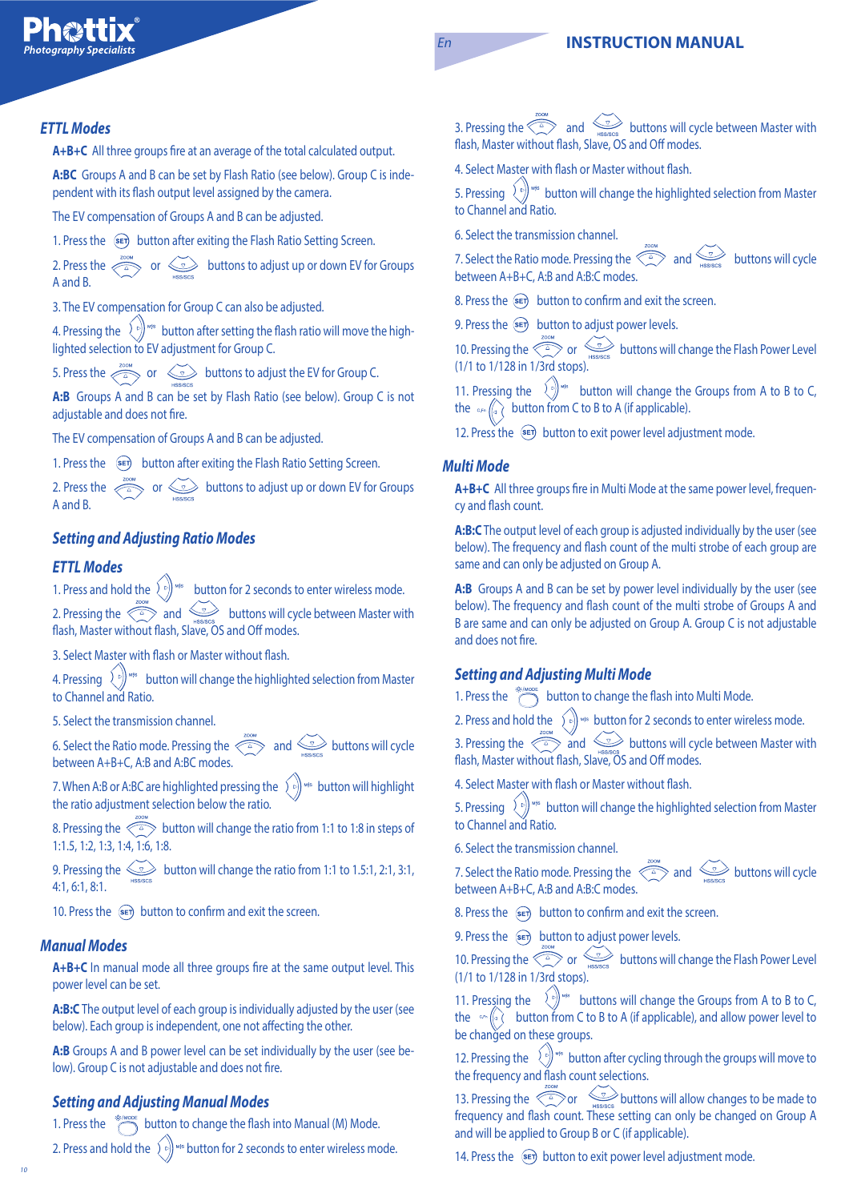## ETTL Modes

**A+B+C** All three groups fire at an average of the total calculated output.

**A:BC** Groups A and B can be set by Flash Ratio (see below). Group C is independent with its flash output level assigned by the camera.

The EV compensation of Groups A and B can be adjusted.

1. Press the SET button after exiting the Flash Ratio Setting Screen.

2. Press the ZOOM or HSS/SCS buttons to adjust up or down EV for Groups A and B.

3. The EV compensation for Group C can also be adjusted.

4. Pressing the M/S button after setting the flash ratio will move the highlighted selection to EV adjustment for Group C.

5. Press the ZOOM or HSS/SCS buttons to adjust the EV for Group C.

**A:B** Groups A and B can be set by Flash Ratio (see below). Group C is not adjustable and does not fire.

The EV compensation of Groups A and B can be adjusted.

1. Press the SET button after exiting the Flash Ratio Setting Screen.

2. Press the ZOOM or HSS/SCS buttons to adjust up or down EV for Groups A and B.

### Setting and Adjusting Ratio Modes

### ETTL Modes

1. Press and hold the M/S button for 2 seconds to enter wireless mode.

2. Pressing the ZOOM and HSS/SCS buttons will cycle between Master with flash, Master without flash, Slave, OS and Off modes.

3. Select Master with flash or Master without flash.

4. Pressing M/S button will change the highlighted selection from Master to Channel and Ratio.

5. Select the transmission channel.

6. Select the Ratio mode. Pressing the ZOOM and HSS/SCS buttons will cycle between A+B+C, A:B and A:BC modes.

7. When A:B or A:BC are highlighted pressing the M/S button will highlight the ratio adjustment selection below the ratio.

8. Pressing the ZOOM button will change the ratio from 1:1 to 1:8 in steps of 1:1.5, 1:2, 1:3, 1:4, 1:6, 1:8.

9. Pressing the HSS/SCS button will change the ratio from 1:1 to 1.5:1, 2:1, 3:1, 4:1, 6:1, 8:1.

10. Press the SET button to confirm and exit the screen.

## Manual Modes

**A+B+C** In manual mode all three groups fire at the same output level. This power level can be set.

**A:B:C** The output level of each group is individually adjusted by the user (see below). Each group is independent, one not affecting the other.

**A:B** Groups A and B power level can be set individually by the user (see below). Group C is not adjustable and does not fire.

### Setting and Adjusting Manual Modes

1. Press the MODE button to change the flash into Manual (M) Mode.

2. Press and hold the M/S button for 2 seconds to enter wireless mode.

3. Pressing the ZOOM and HSS/SCS buttons will cycle between Master with flash, Master without flash, Slave, OS and Off modes.

4. Select Master with flash or Master without flash.

5. Pressing M/S button will change the highlighted selection from Master to Channel and Ratio.

6. Select the transmission channel.

7. Select the Ratio mode. Pressing the ZOOM and HSS/SCS buttons will cycle between A+B+C, A:B and A:B:C modes.

8. Press the SET button to confirm and exit the screen.

9. Press the SET button to adjust power levels.

10. Pressing the ZOOM or HSS/SCS buttons will change the Flash Power Level (1/1 to 1/128 in 1/3rd stops).

11. Pressing the M/S button will change the Groups from A to B to C, the button from C to B to A (if applicable).

12. Press the SET button to exit power level adjustment mode.

## Multi Mode

**A+B+C** All three groups fire in Multi Mode at the same power level, frequency and flash count.

**A:B:C** The output level of each group is adjusted individually by the user (see below). The frequency and flash count of the multi strobe of each group are same and can only be adjusted on Group A.

**A:B** Groups A and B can be set by power level individually by the user (see below). The frequency and flash count of the multi strobe of Groups A and B are same and can only be adjusted on Group A. Group C is not adjustable and does not fire.

### Setting and Adjusting Multi Mode

1. Press the MODE button to change the flash into Multi Mode.

2. Press and hold the M/S button for 2 seconds to enter wireless mode.

3. Pressing the ZOOM and HSS/SCS buttons will cycle between Master with flash, Master without flash, Slave, OS and Off modes.

4. Select Master with flash or Master without flash.

5. Pressing M/S button will change the highlighted selection from Master to Channel and Ratio.

6. Select the transmission channel.

7. Select the Ratio mode. Pressing the ZOOM and HSS/SCS buttons will cycle between A+B+C, A:B and A:B:C modes.

8. Press the SET button to confirm and exit the screen.

9. Press the SET button to adjust power levels.

10. Pressing the ZOOM or HSS/SCS buttons will change the Flash Power Level (1/1 to 1/128 in 1/3rd stops).

11. Pressing the M/S buttons will change the Groups from A to B to C, the button from C to B to A (if applicable), and allow power level to be changed on these groups.

12. Pressing the M/S button after cycling through the groups will move to the frequency and flash count selections.

13. Pressing the ZOOM or HSS/SCS buttons will allow changes to be made to frequency and flash count. These setting can only be changed on Group A and will be applied to Group B or C (if applicable).

14. Press the SET button to exit power level adjustment mode.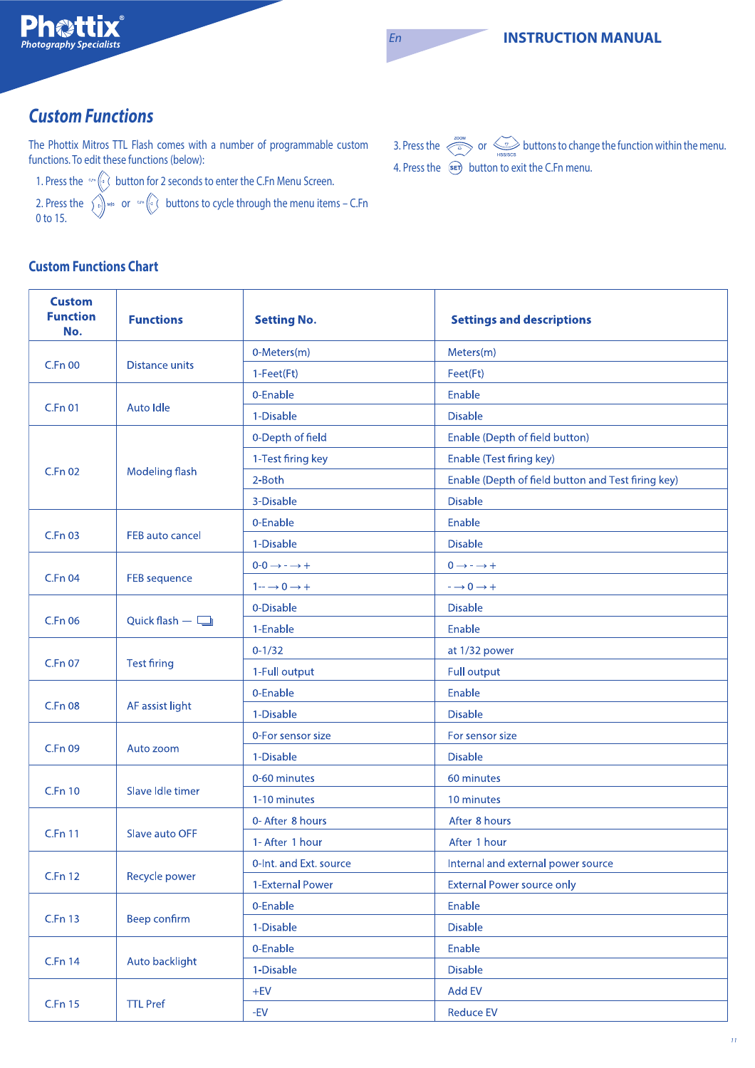## Custom Functions

The Phottix Mitros TTL Flash comes with a number of programmable custom functions. To edit these functions (below):

1. Press the C.Fn button for 2 seconds to enter the C.Fn Menu Screen.
2. Press the M/s or C.Fn buttons to cycle through the menu items – C.Fn 0 to 15.
3. Press the ZOOM or HSS/SCS buttons to change the function within the menu.
4. Press the SET button to exit the C.Fn menu.

### Custom Functions Chart

| Custom Function No. | Functions | Setting No. | Settings and descriptions |
|---|---|---|---|
| C.Fn 00 | Distance units | 0-Meters(m) | Meters(m) |
| | | 1-Feet(Ft) | Feet(Ft) |
| C.Fn 01 | Auto Idle | 0-Enable | Enable |
| | | 1-Disable | Disable |
| C.Fn 02 | Modeling flash | 0-Depth of field | Enable (Depth of field button) |
| | | 1-Test firing key | Enable (Test firing key) |
| | | 2-Both | Enable (Depth of field button and Test firing key) |
| | | 3-Disable | Disable |
| C.Fn 03 | FEB auto cancel | 0-Enable | Enable |
| | | 1-Disable | Disable |
| C.Fn 04 | FEB sequence | 0-0 → - → + | 0 → - → + |
| | | 1-- → 0 → + | - → 0 → + |
| C.Fn 06 | Quick flash — | 0-Disable | Disable |
| | | 1-Enable | Enable |
| C.Fn 07 | Test firing | 0-1/32 | at 1/32 power |
| | | 1-Full output | Full output |
| C.Fn 08 | AF assist light | 0-Enable | Enable |
| | | 1-Disable | Disable |
| C.Fn 09 | Auto zoom | 0-For sensor size | For sensor size |
| | | 1-Disable | Disable |
| C.Fn 10 | Slave Idle timer | 0-60 minutes | 60 minutes |
| | | 1-10 minutes | 10 minutes |
| C.Fn 11 | Slave auto OFF | 0- After 8 hours | After 8 hours |
| | | 1- After 1 hour | After 1 hour |
| C.Fn 12 | Recycle power | 0-Int. and Ext. source | Internal and external power source |
| | | 1-External Power | External Power source only |
| C.Fn 13 | Beep confirm | 0-Enable | Enable |
| | | 1-Disable | Disable |
| C.Fn 14 | Auto backlight | 0-Enable | Enable |
| | | 1-Disable | Disable |
| C.Fn 15 | TTL Pref | +EV | Add EV |
| | | -EV | Reduce EV |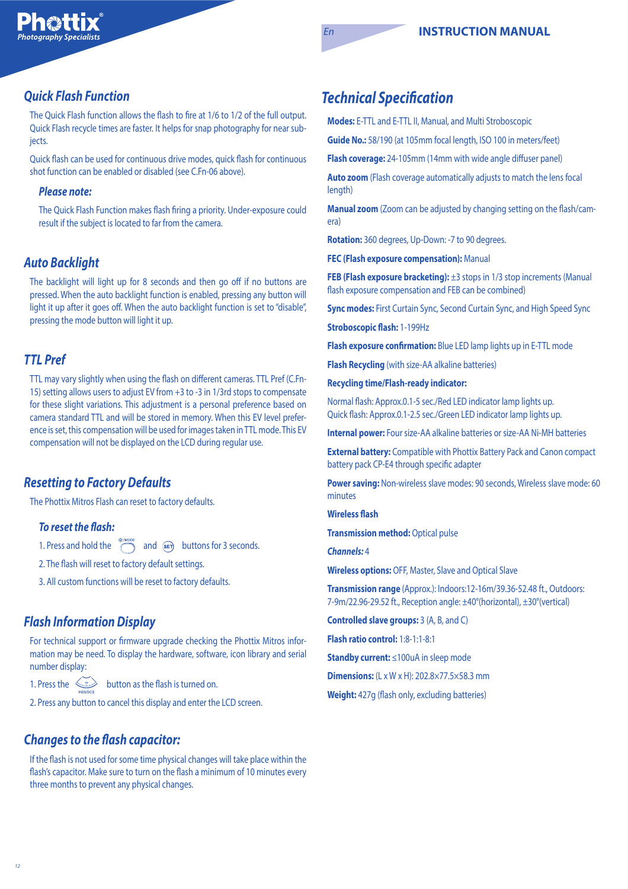## Quick Flash Function

The Quick Flash function allows the flash to fire at 1/6 to 1/2 of the full output. Quick Flash recycle times are faster. It helps for snap photography for near subjects.

Quick flash can be used for continuous drive modes, quick flash for continuous shot function can be enabled or disabled (see C.Fn-06 above).

### Please note:

The Quick Flash Function makes flash firing a priority. Under-exposure could result if the subject is located to far from the camera.

## Auto Backlight

The backlight will light up for 8 seconds and then go off if no buttons are pressed. When the auto backlight function is enabled, pressing any button will light it up after it goes off. When the auto backlight function is set to "disable", pressing the mode button will light it up.

## TTL Pref

TTL may vary slightly when using the flash on different cameras. TTL Pref (C.Fn-15) setting allows users to adjust EV from +3 to -3 in 1/3rd stops to compensate for these slight variations. This adjustment is a personal preference based on camera standard TTL and will be stored in memory. When this EV level preference is set, this compensation will be used for images taken in TTL mode. This EV compensation will not be displayed on the LCD during regular use.

## Resetting to Factory Defaults

The Phottix Mitros Flash can reset to factory defaults.

### To reset the flash:

1. Press and hold the ☼/MODE and SET buttons for 3 seconds.
2. The flash will reset to factory default settings.
3. All custom functions will be reset to factory defaults.

## Flash Information Display

For technical support or firmware upgrade checking the Phottix Mitros information may be need. To display the hardware, software, icon library and serial number display:

1. Press the HSS/SCS button as the flash is turned on.
2. Press any button to cancel this display and enter the LCD screen.

## Changes to the flash capacitor:

If the flash is not used for some time physical changes will take place within the flash's capacitor. Make sure to turn on the flash a minimum of 10 minutes every three months to prevent any physical changes.

## Technical Specification

**Modes:** E-TTL and E-TTL II, Manual, and Multi Stroboscopic

**Guide No.:** 58/190 (at 105mm focal length, ISO 100 in meters/feet)

**Flash coverage:** 24-105mm (14mm with wide angle diffuser panel)

**Auto zoom** (Flash coverage automatically adjusts to match the lens focal length)

**Manual zoom** (Zoom can be adjusted by changing setting on the flash/camera)

**Rotation:** 360 degrees, Up-Down: -7 to 90 degrees.

**FEC (Flash exposure compensation):** Manual

**FEB (Flash exposure bracketing):** ±3 stops in 1/3 stop increments (Manual flash exposure compensation and FEB can be combined)

**Sync modes:** First Curtain Sync, Second Curtain Sync, and High Speed Sync

**Stroboscopic flash:** 1-199Hz

**Flash exposure confirmation:** Blue LED lamp lights up in E-TTL mode

**Flash Recycling** (with size-AA alkaline batteries)

**Recycling time/Flash-ready indicator:**

Normal flash: Approx.0.1-5 sec./Red LED indicator lamp lights up.
Quick flash: Approx.0.1-2.5 sec./Green LED indicator lamp lights up.

**Internal power:** Four size-AA alkaline batteries or size-AA Ni-MH batteries

**External battery:** Compatible with Phottix Battery Pack and Canon compact battery pack CP-E4 through specific adapter

**Power saving:** Non-wireless slave modes: 90 seconds, Wireless slave mode: 60 minutes

**Wireless flash**

**Transmission method:** Optical pulse

***Channels:*** 4

**Wireless options:** OFF, Master, Slave and Optical Slave

**Transmission range** (Approx.): Indoors:12-16m/39.36-52.48 ft., Outdoors: 7-9m/22.96-29.52 ft., Reception angle: ±40°(horizontal), ±30°(vertical)

**Controlled slave groups:** 3 (A, B, and C)

**Flash ratio control:** 1:8-1:1-8:1

**Standby current:** ≤100uA in sleep mode

**Dimensions:** (L x W x H): 202.8×77.5×58.3 mm

**Weight:** 427g (flash only, excluding batteries)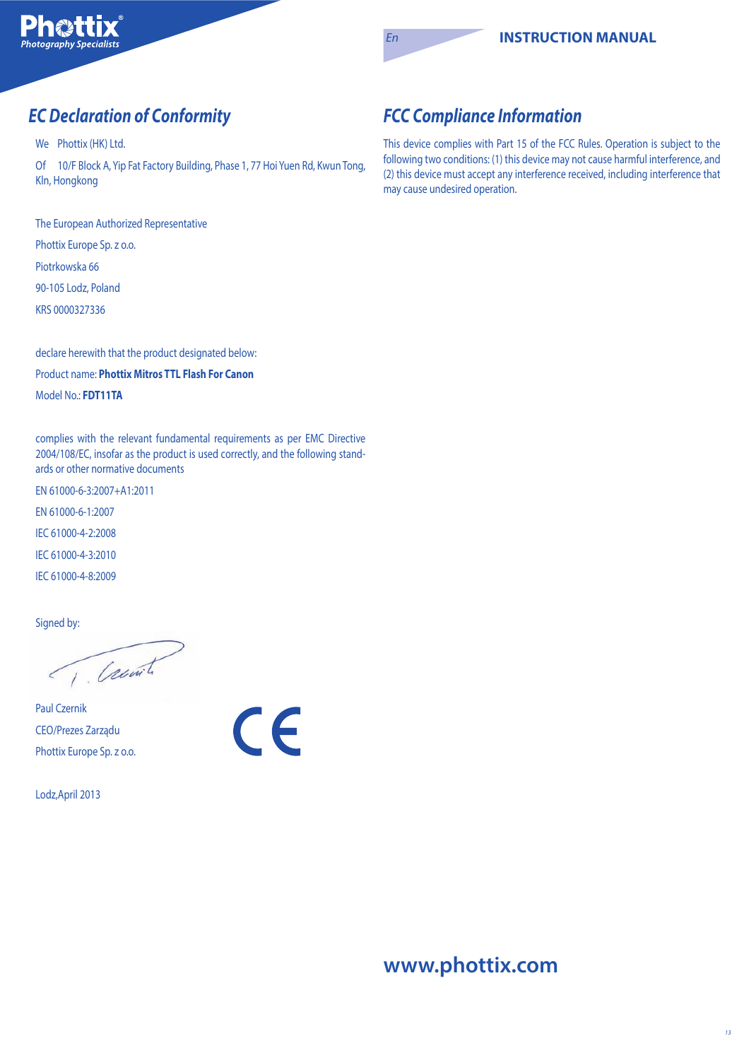## EC Declaration of Conformity

We Phottix (HK) Ltd.

Of 10/F Block A, Yip Fat Factory Building, Phase 1, 77 Hoi Yuen Rd, Kwun Tong, Kln, Hongkong

The European Authorized Representative

Phottix Europe Sp. z o.o.

Piotrkowska 66

90-105 Lodz, Poland

KRS 0000327336

declare herewith that the product designated below:

Product name: **Phottix Mitros TTL Flash For Canon**

Model No.: **FDT11TA**

complies with the relevant fundamental requirements as per EMC Directive 2004/108/EC, insofar as the product is used correctly, and the following standards or other normative documents

EN 61000-6-3:2007+A1:2011

EN 61000-6-1:2007

IEC 61000-4-2:2008

IEC 61000-4-3:2010

IEC 61000-4-8:2009

Signed by:

Paul Czernik

CEO/Prezes Zarządu

Phottix Europe Sp. z o.o.

Lodz,April 2013

## FCC Compliance Information

This device complies with Part 15 of the FCC Rules. Operation is subject to the following two conditions: (1) this device may not cause harmful interference, and (2) this device must accept any interference received, including interference that may cause undesired operation.

**www.phottix.com**